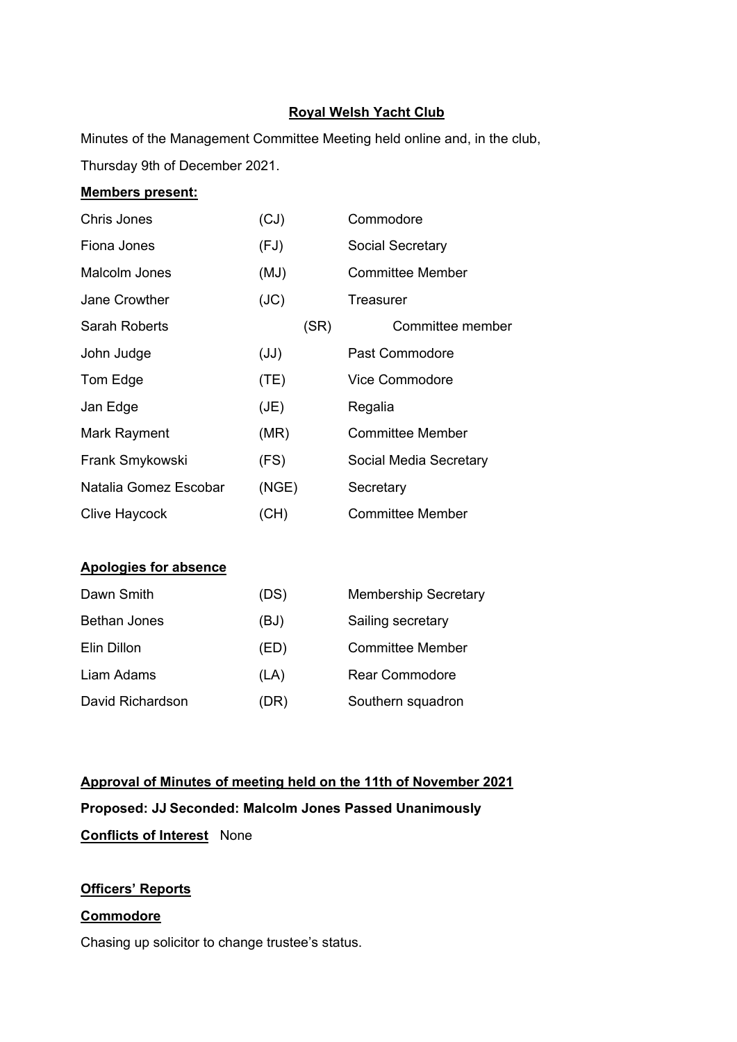# Royal Welsh Yacht Club

Minutes of the Management Committee Meeting held online and, in the club,

Thursday 9th of December 2021.

**Members present:**

| | | |
|---|---|---|
| Chris Jones | (CJ) | Commodore |
| Fiona Jones | (FJ) | Social Secretary |
| Malcolm Jones | (MJ) | Committee Member |
| Jane Crowther | (JC) | Treasurer |
| Sarah Roberts | (SR) | Committee member |
| John Judge | (JJ) | Past Commodore |
| Tom Edge | (TE) | Vice Commodore |
| Jan Edge | (JE) | Regalia |
| Mark Rayment | (MR) | Committee Member |
| Frank Smykowski | (FS) | Social Media Secretary |
| Natalia Gomez Escobar | (NGE) | Secretary |
| Clive Haycock | (CH) | Committee Member |

**Apologies for absence**

| | | |
|---|---|---|
| Dawn Smith | (DS) | Membership Secretary |
| Bethan Jones | (BJ) | Sailing secretary |
| Elin Dillon | (ED) | Committee Member |
| Liam Adams | (LA) | Rear Commodore |
| David Richardson | (DR) | Southern squadron |

**Approval of Minutes of meeting held on the 11th of November 2021**

**Proposed: JJ Seconded: Malcolm Jones Passed Unanimously**

**Conflicts of Interest** None

**Officers' Reports**

**Commodore**

Chasing up solicitor to change trustee's status.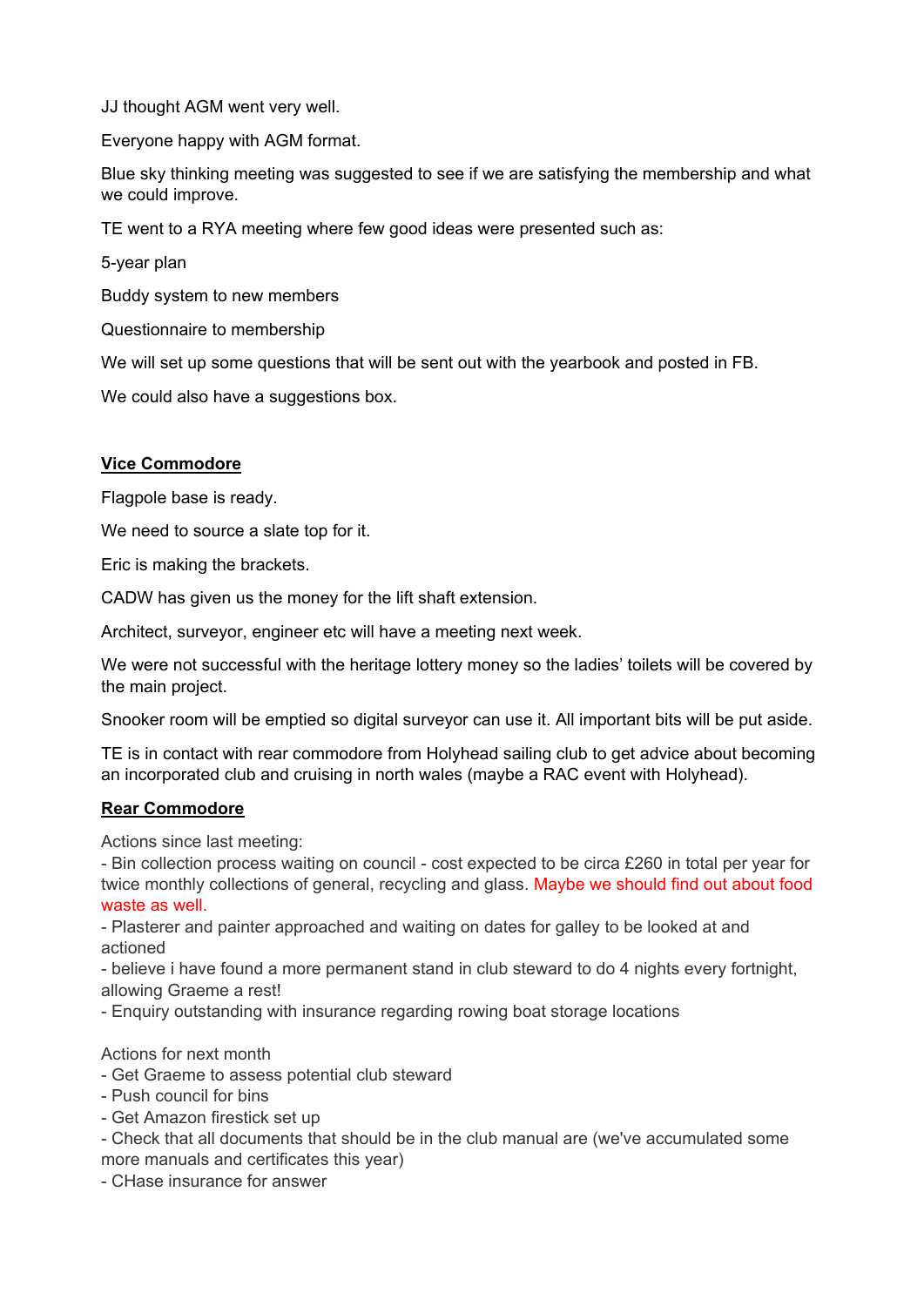JJ thought AGM went very well.

Everyone happy with AGM format.

Blue sky thinking meeting was suggested to see if we are satisfying the membership and what we could improve.

TE went to a RYA meeting where few good ideas were presented such as:

5-year plan

Buddy system to new members

Questionnaire to membership

We will set up some questions that will be sent out with the yearbook and posted in FB.

We could also have a suggestions box.

## Vice Commodore

Flagpole base is ready.

We need to source a slate top for it.

Eric is making the brackets.

CADW has given us the money for the lift shaft extension.

Architect, surveyor, engineer etc will have a meeting next week.

We were not successful with the heritage lottery money so the ladies' toilets will be covered by the main project.

Snooker room will be emptied so digital surveyor can use it. All important bits will be put aside.

TE is in contact with rear commodore from Holyhead sailing club to get advice about becoming an incorporated club and cruising in north wales (maybe a RAC event with Holyhead).

## Rear Commodore

Actions since last meeting:
- Bin collection process waiting on council - cost expected to be circa £260 in total per year for twice monthly collections of general, recycling and glass. Maybe we should find out about food waste as well.
- Plasterer and painter approached and waiting on dates for galley to be looked at and actioned
- believe i have found a more permanent stand in club steward to do 4 nights every fortnight, allowing Graeme a rest!
- Enquiry outstanding with insurance regarding rowing boat storage locations

Actions for next month
- Get Graeme to assess potential club steward
- Push council for bins
- Get Amazon firestick set up
- Check that all documents that should be in the club manual are (we've accumulated some more manuals and certificates this year)
- CHase insurance for answer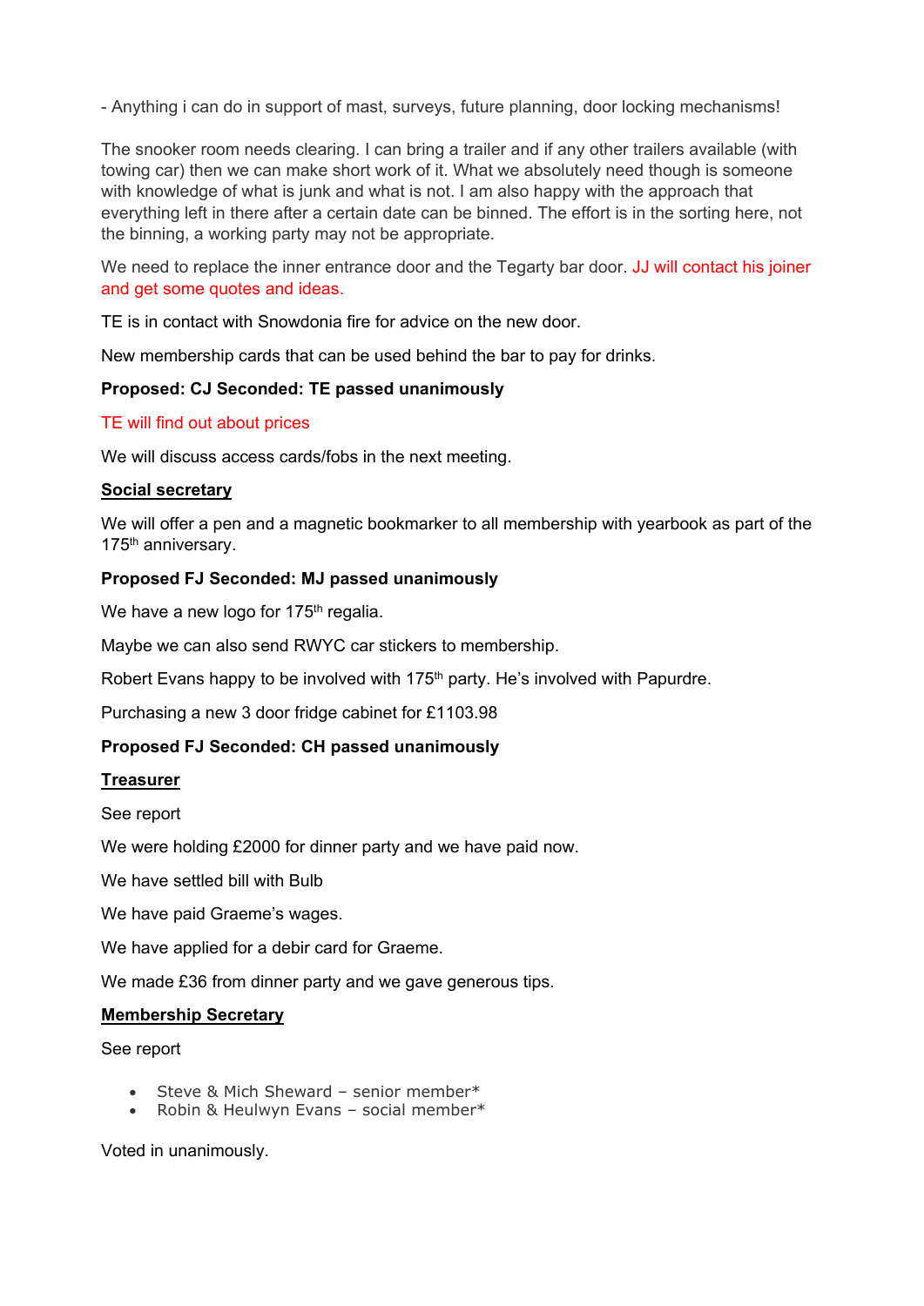- Anything i can do in support of mast, surveys, future planning, door locking mechanisms!

The snooker room needs clearing. I can bring a trailer and if any other trailers available (with towing car) then we can make short work of it. What we absolutely need though is someone with knowledge of what is junk and what is not. I am also happy with the approach that everything left in there after a certain date can be binned. The effort is in the sorting here, not the binning, a working party may not be appropriate.

We need to replace the inner entrance door and the Tegarty bar door. JJ will contact his joiner and get some quotes and ideas.

TE is in contact with Snowdonia fire for advice on the new door.

New membership cards that can be used behind the bar to pay for drinks.

**Proposed: CJ Seconded: TE passed unanimously**

TE will find out about prices

We will discuss access cards/fobs in the next meeting.

**Social secretary**

We will offer a pen and a magnetic bookmarker to all membership with yearbook as part of the 175th anniversary.

**Proposed FJ Seconded: MJ passed unanimously**

We have a new logo for 175th regalia.

Maybe we can also send RWYC car stickers to membership.

Robert Evans happy to be involved with 175th party. He's involved with Papurdre.

Purchasing a new 3 door fridge cabinet for £1103.98

**Proposed FJ Seconded: CH passed unanimously**

**Treasurer**

See report

We were holding £2000 for dinner party and we have paid now.

We have settled bill with Bulb

We have paid Graeme's wages.

We have applied for a debir card for Graeme.

We made £36 from dinner party and we gave generous tips.

**Membership Secretary**

See report

- Steve & Mich Sheward – senior member*
- Robin & Heulwyn Evans – social member*

Voted in unanimously.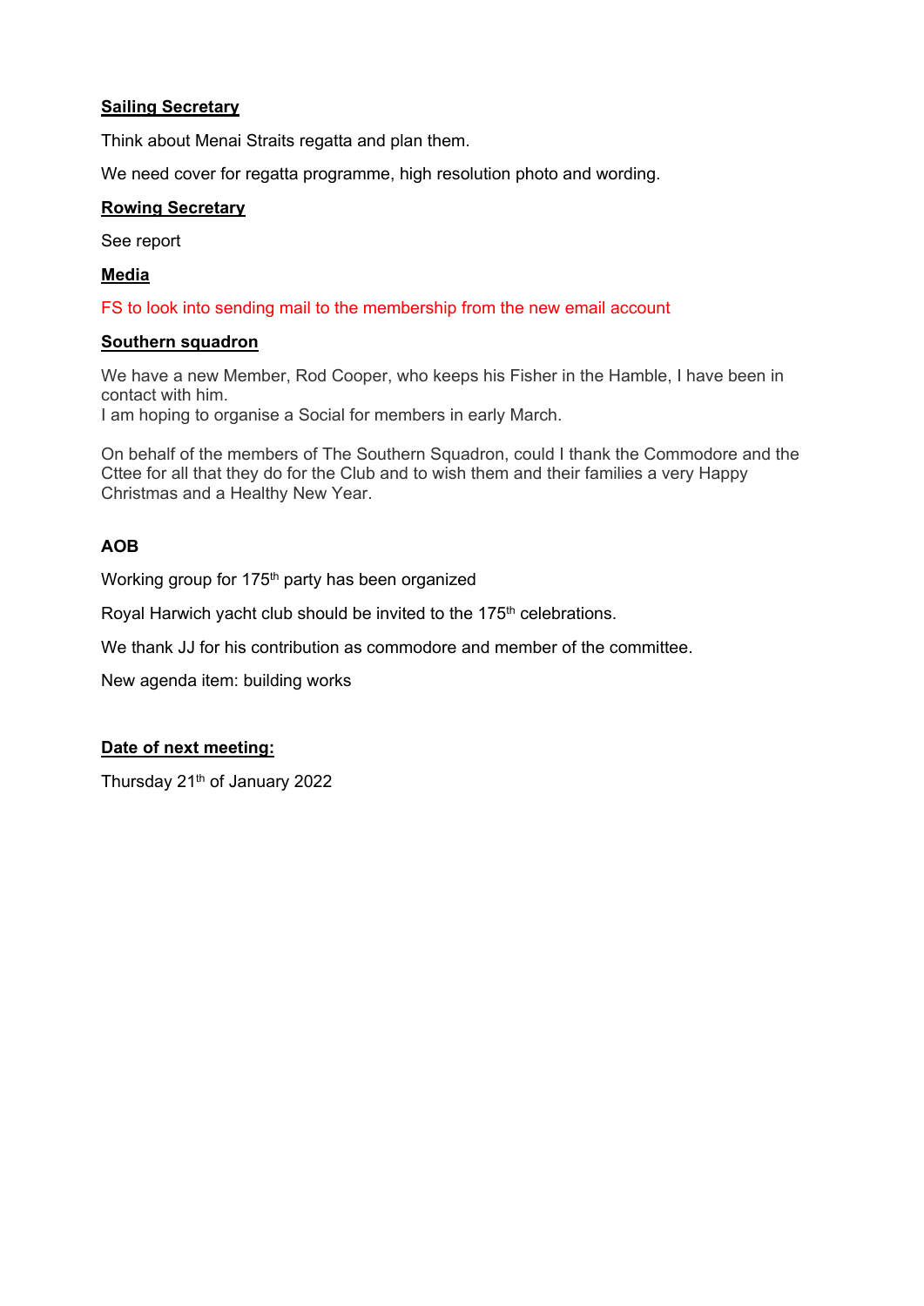**Sailing Secretary**

Think about Menai Straits regatta and plan them.

We need cover for regatta programme, high resolution photo and wording.

**Rowing Secretary**

See report

**Media**

FS to look into sending mail to the membership from the new email account

**Southern squadron**

We have a new Member, Rod Cooper, who keeps his Fisher in the Hamble, I have been in contact with him.
I am hoping to organise a Social for members in early March.

On behalf of the members of The Southern Squadron, could I thank the Commodore and the Cttee for all that they do for the Club and to wish them and their families a very Happy Christmas and a Healthy New Year.

**AOB**

Working group for 175th party has been organized

Royal Harwich yacht club should be invited to the 175th celebrations.

We thank JJ for his contribution as commodore and member of the committee.

New agenda item: building works

**Date of next meeting:**

Thursday 21th of January 2022